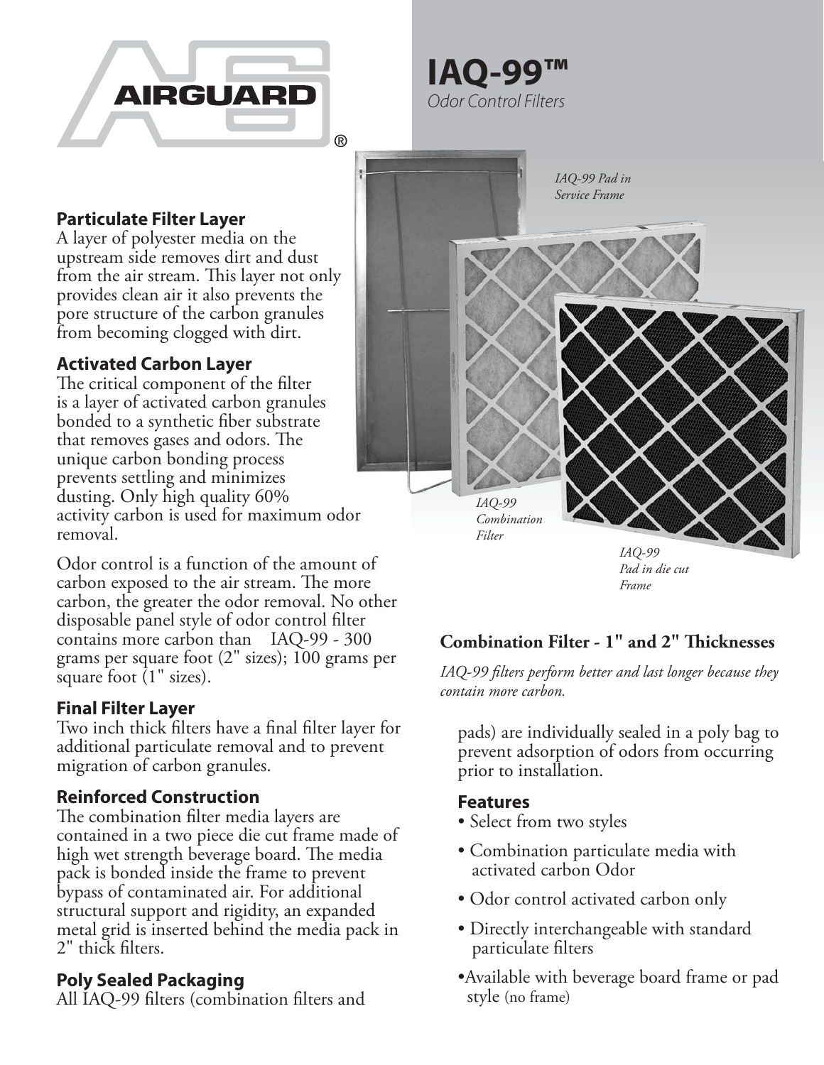AIRGUARD®

# IAQ-99™

*Odor Control Filters*

*IAQ-99 Pad in Service Frame*

*IAQ-99 Combination Filter*

*IAQ-99 Pad in die cut Frame*

## Particulate Filter Layer

A layer of polyester media on the upstream side removes dirt and dust from the air stream. This layer not only provides clean air it also prevents the pore structure of the carbon granules from becoming clogged with dirt.

## Activated Carbon Layer

The critical component of the filter is a layer of activated carbon granules bonded to a synthetic fiber substrate that removes gases and odors. The unique carbon bonding process prevents settling and minimizes dusting. Only high quality 60% activity carbon is used for maximum odor removal.

Odor control is a function of the amount of carbon exposed to the air stream. The more carbon, the greater the odor removal. No other disposable panel style of odor control filter contains more carbon than IAQ-99 - 300 grams per square foot (2" sizes); 100 grams per square foot (1" sizes).

## Final Filter Layer

Two inch thick filters have a final filter layer for additional particulate removal and to prevent migration of carbon granules.

## Reinforced Construction

The combination filter media layers are contained in a two piece die cut frame made of high wet strength beverage board. The media pack is bonded inside the frame to prevent bypass of contaminated air. For additional structural support and rigidity, an expanded metal grid is inserted behind the media pack in 2" thick filters.

## Poly Sealed Packaging

All IAQ-99 filters (combination filters and pads) are individually sealed in a poly bag to prevent adsorption of odors from occurring prior to installation.

## Combination Filter - 1" and 2" Thicknesses

*IAQ-99 filters perform better and last longer because they contain more carbon.*

## Features

- Select from two styles
- Combination particulate media with activated carbon Odor
- Odor control activated carbon only
- Directly interchangeable with standard particulate filters
- Available with beverage board frame or pad style (no frame)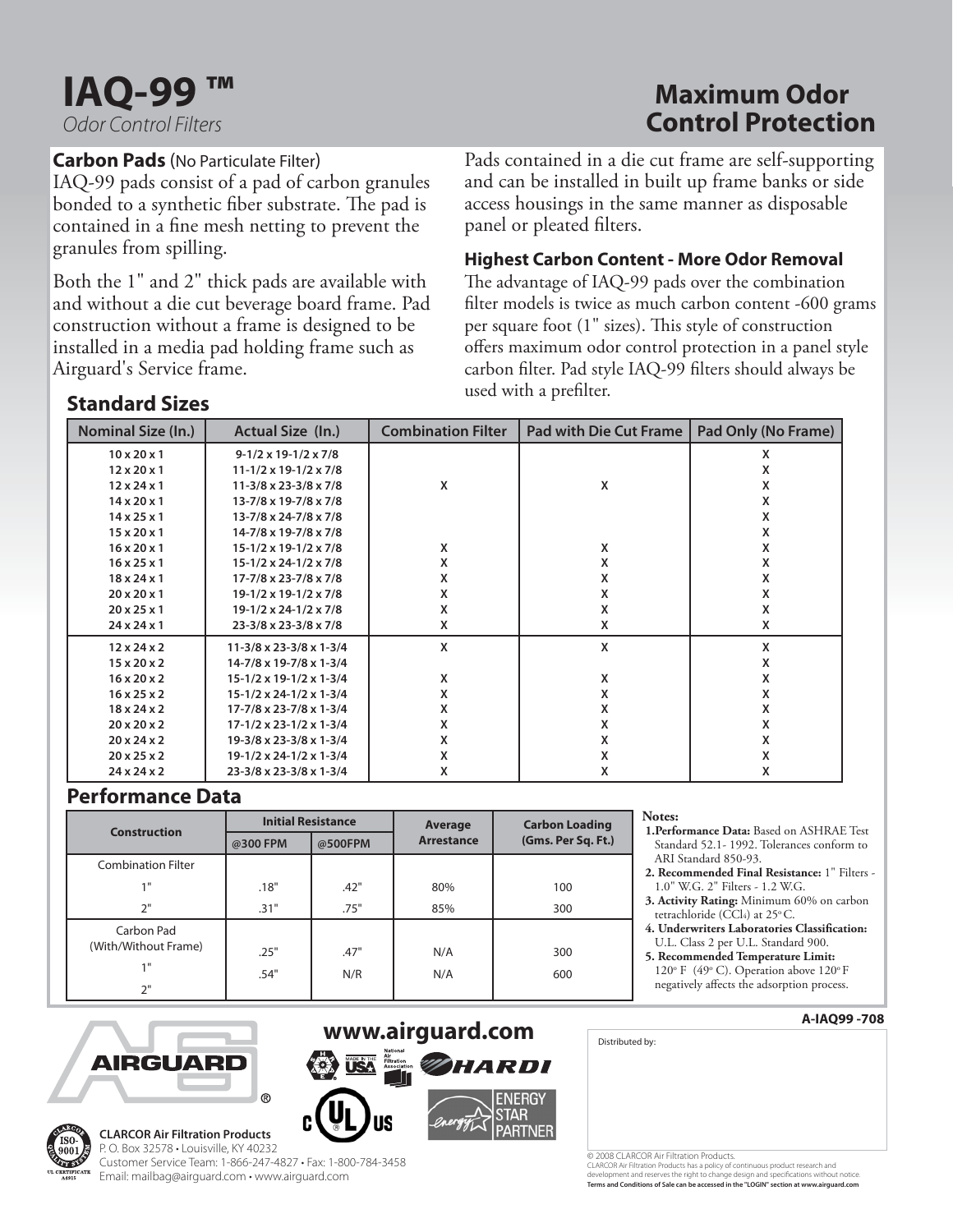# IAQ-99 ™

*Odor Control Filters*

## Maximum Odor Control Protection

**Carbon Pads** (No Particulate Filter)

IAQ-99 pads consist of a pad of carbon granules bonded to a synthetic fiber substrate. The pad is contained in a fine mesh netting to prevent the granules from spilling.

Both the 1" and 2" thick pads are available with and without a die cut beverage board frame. Pad construction without a frame is designed to be installed in a media pad holding frame such as Airguard's Service frame.

Pads contained in a die cut frame are self-supporting and can be installed in built up frame banks or side access housings in the same manner as disposable panel or pleated filters.

### Highest Carbon Content - More Odor Removal

The advantage of IAQ-99 pads over the combination filter models is twice as much carbon content -600 grams per square foot (1" sizes). This style of construction offers maximum odor control protection in a panel style carbon filter. Pad style IAQ-99 filters should always be used with a prefilter.

## Standard Sizes

| Nominal Size (In.) | Actual Size (In.) | Combination Filter | Pad with Die Cut Frame | Pad Only (No Frame) |
|---|---|---|---|---|
| 10 x 20 x 1 | 9-1/2 x 19-1/2 x 7/8 | | | X |
| 12 x 20 x 1 | 11-1/2 x 19-1/2 x 7/8 | | | X |
| 12 x 24 x 1 | 11-3/8 x 23-3/8 x 7/8 | X | X | X |
| 14 x 20 x 1 | 13-7/8 x 19-7/8 x 7/8 | | | X |
| 14 x 25 x 1 | 13-7/8 x 24-7/8 x 7/8 | | | X |
| 15 x 20 x 1 | 14-7/8 x 19-7/8 x 7/8 | | | X |
| 16 x 20 x 1 | 15-1/2 x 19-1/2 x 7/8 | X | X | X |
| 16 x 25 x 1 | 15-1/2 x 24-1/2 x 7/8 | X | X | X |
| 18 x 24 x 1 | 17-7/8 x 23-7/8 x 7/8 | X | X | X |
| 20 x 20 x 1 | 19-1/2 x 19-1/2 x 7/8 | X | X | X |
| 20 x 25 x 1 | 19-1/2 x 24-1/2 x 7/8 | X | X | X |
| 24 x 24 x 1 | 23-3/8 x 23-3/8 x 7/8 | X | X | X |
| 12 x 24 x 2 | 11-3/8 x 23-3/8 x 1-3/4 | X | X | X |
| 15 x 20 x 2 | 14-7/8 x 19-7/8 x 1-3/4 | | | X |
| 16 x 20 x 2 | 15-1/2 x 19-1/2 x 1-3/4 | X | X | X |
| 16 x 25 x 2 | 15-1/2 x 24-1/2 x 1-3/4 | X | X | X |
| 18 x 24 x 2 | 17-7/8 x 23-7/8 x 1-3/4 | X | X | X |
| 20 x 20 x 2 | 17-1/2 x 23-1/2 x 1-3/4 | X | X | X |
| 20 x 24 x 2 | 19-3/8 x 23-3/8 x 1-3/4 | X | X | X |
| 20 x 25 x 2 | 19-1/2 x 24-1/2 x 1-3/4 | X | X | X |
| 24 x 24 x 2 | 23-3/8 x 23-3/8 x 1-3/4 | X | X | X |

## Performance Data

| Construction | Initial Resistance | | Average Arrestance | Carbon Loading (Gms. Per Sq. Ft.) |
|---|---|---|---|---|
| | @300 FPM | @500FPM | | |
| Combination Filter | | | | |
| 1" | .18" | .42" | 80% | 100 |
| 2" | .31" | .75" | 85% | 300 |
| Carbon Pad (With/Without Frame) | | | | |
| 1" | .25" | .47" | N/A | 300 |
| 2" | .54" | N/R | N/A | 600 |

**Notes:**

1. **Performance Data:** Based on ASHRAE Test Standard 52.1- 1992. Tolerances conform to ARI Standard 850-93.
2. **Recommended Final Resistance:** 1" Filters - 1.0" W.G. 2" Filters - 1.2 W.G.
3. **Activity Rating:** Minimum 60% on carbon tetrachloride ($CCl_4$) at 25°C.
4. **Underwriters Laboratories Classification:** U.L. Class 2 per U.L. Standard 900.
5. **Recommended Temperature Limit:** 120° F (49° C). Operation above 120° F negatively affects the adsorption process.

A-IAQ99 -708

www.airguard.com

AIRGUARD ®

**CLARCOR Air Filtration Products**
P. O. Box 32578 • Louisville, KY 40232
Customer Service Team: 1-866-247-4827 • Fax: 1-800-784-3458
Email: mailbag@airguard.com • www.airguard.com

Distributed by:

© 2008 CLARCOR Air Filtration Products.
CLARCOR Air Filtration Products has a policy of continuous product research and development and reserves the right to change design and specifications without notice.
**Terms and Conditions of Sale can be accessed in the "LOGIN" section at www.airguard.com**